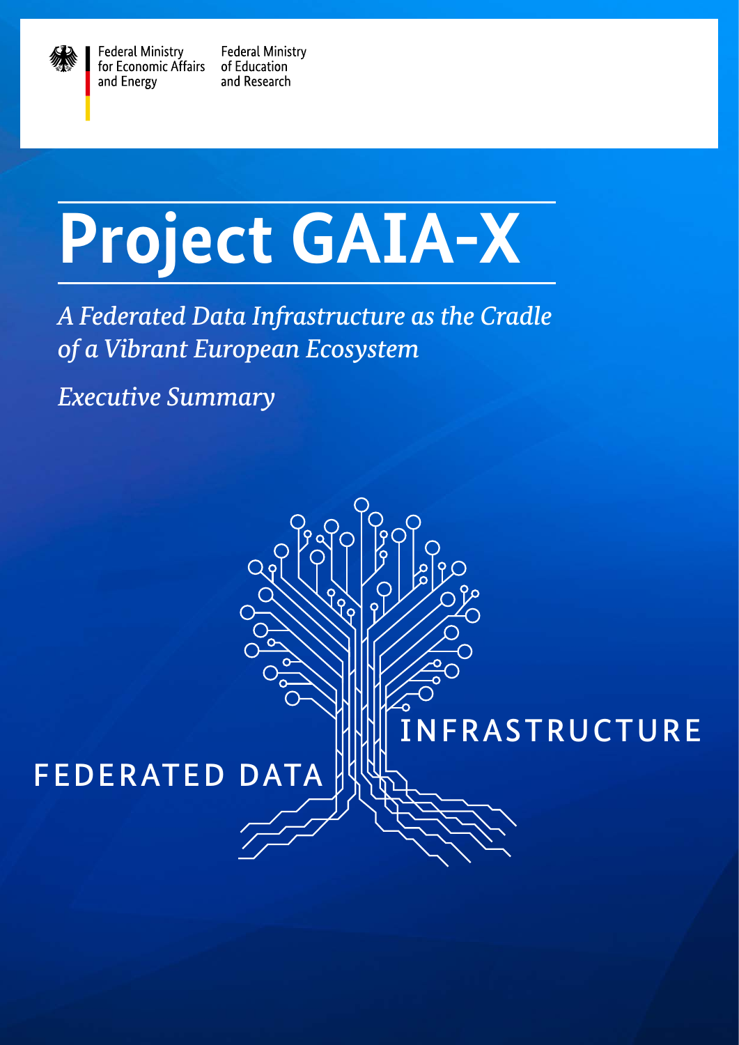Federal Ministry for Economic Affairs and Energy

Federal Ministry of Education and Research

# Project GAIA-X

*A Federated Data Infrastructure as the Cradle of a Vibrant European Ecosystem*

*Executive Summary*

FEDERATED DATA INFRASTRUCTURE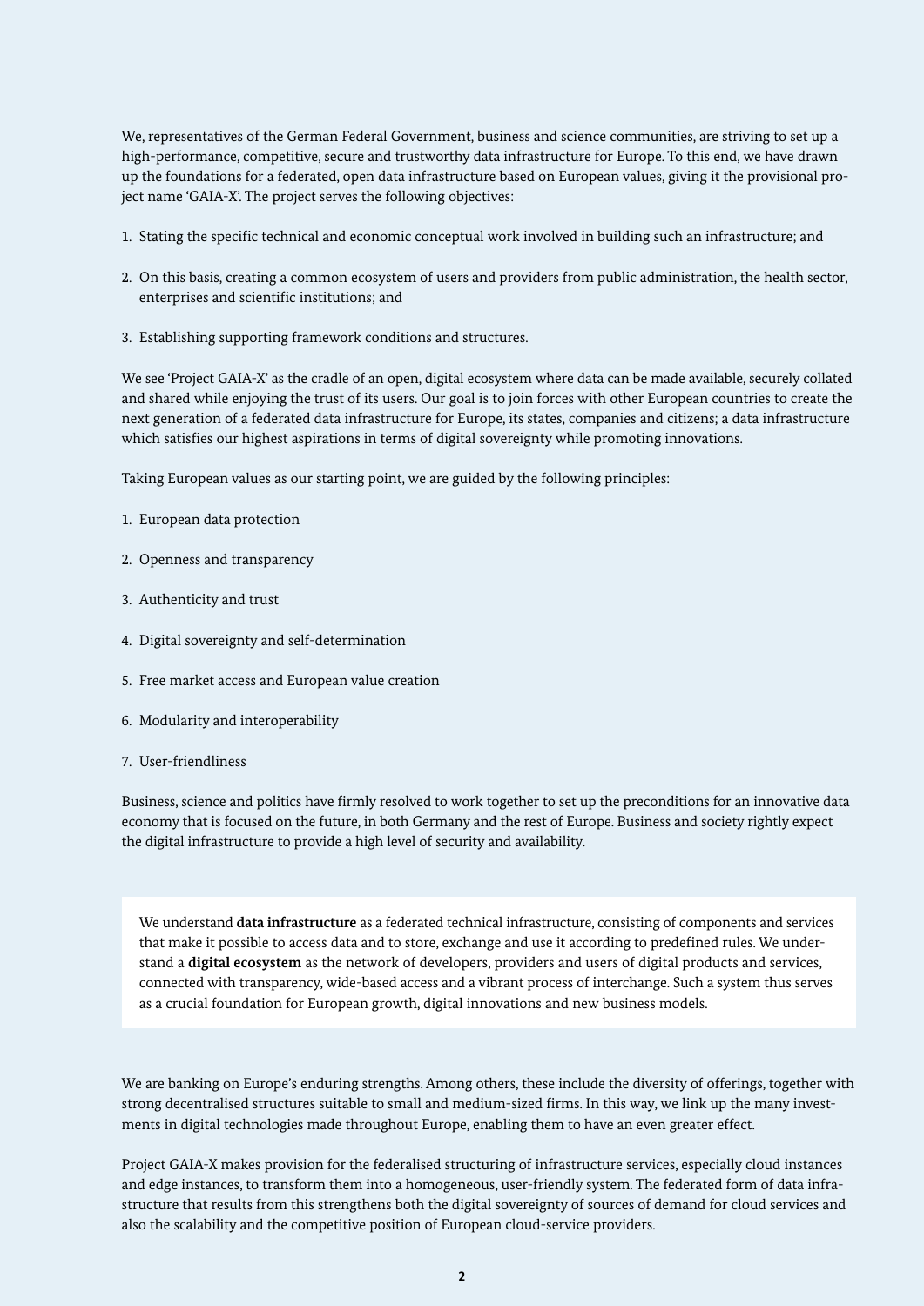We, representatives of the German Federal Government, business and science communities, are striving to set up a high-performance, competitive, secure and trustworthy data infrastructure for Europe. To this end, we have drawn up the foundations for a federated, open data infrastructure based on European values, giving it the provisional project name 'GAIA-X'. The project serves the following objectives:

1. Stating the specific technical and economic conceptual work involved in building such an infrastructure; and

2. On this basis, creating a common ecosystem of users and providers from public administration, the health sector, enterprises and scientific institutions; and

3. Establishing supporting framework conditions and structures.

We see 'Project GAIA-X' as the cradle of an open, digital ecosystem where data can be made available, securely collated and shared while enjoying the trust of its users. Our goal is to join forces with other European countries to create the next generation of a federated data infrastructure for Europe, its states, companies and citizens; a data infrastructure which satisfies our highest aspirations in terms of digital sovereignty while promoting innovations.

Taking European values as our starting point, we are guided by the following principles:

1. European data protection

2. Openness and transparency

3. Authenticity and trust

4. Digital sovereignty and self-determination

5. Free market access and European value creation

6. Modularity and interoperability

7. User-friendliness

Business, science and politics have firmly resolved to work together to set up the preconditions for an innovative data economy that is focused on the future, in both Germany and the rest of Europe. Business and society rightly expect the digital infrastructure to provide a high level of security and availability.

We understand **data infrastructure** as a federated technical infrastructure, consisting of components and services that make it possible to access data and to store, exchange and use it according to predefined rules. We understand a **digital ecosystem** as the network of developers, providers and users of digital products and services, connected with transparency, wide-based access and a vibrant process of interchange. Such a system thus serves as a crucial foundation for European growth, digital innovations and new business models.

We are banking on Europe's enduring strengths. Among others, these include the diversity of offerings, together with strong decentralised structures suitable to small and medium-sized firms. In this way, we link up the many investments in digital technologies made throughout Europe, enabling them to have an even greater effect.

Project GAIA-X makes provision for the federalised structuring of infrastructure services, especially cloud instances and edge instances, to transform them into a homogeneous, user-friendly system. The federated form of data infrastructure that results from this strengthens both the digital sovereignty of sources of demand for cloud services and also the scalability and the competitive position of European cloud-service providers.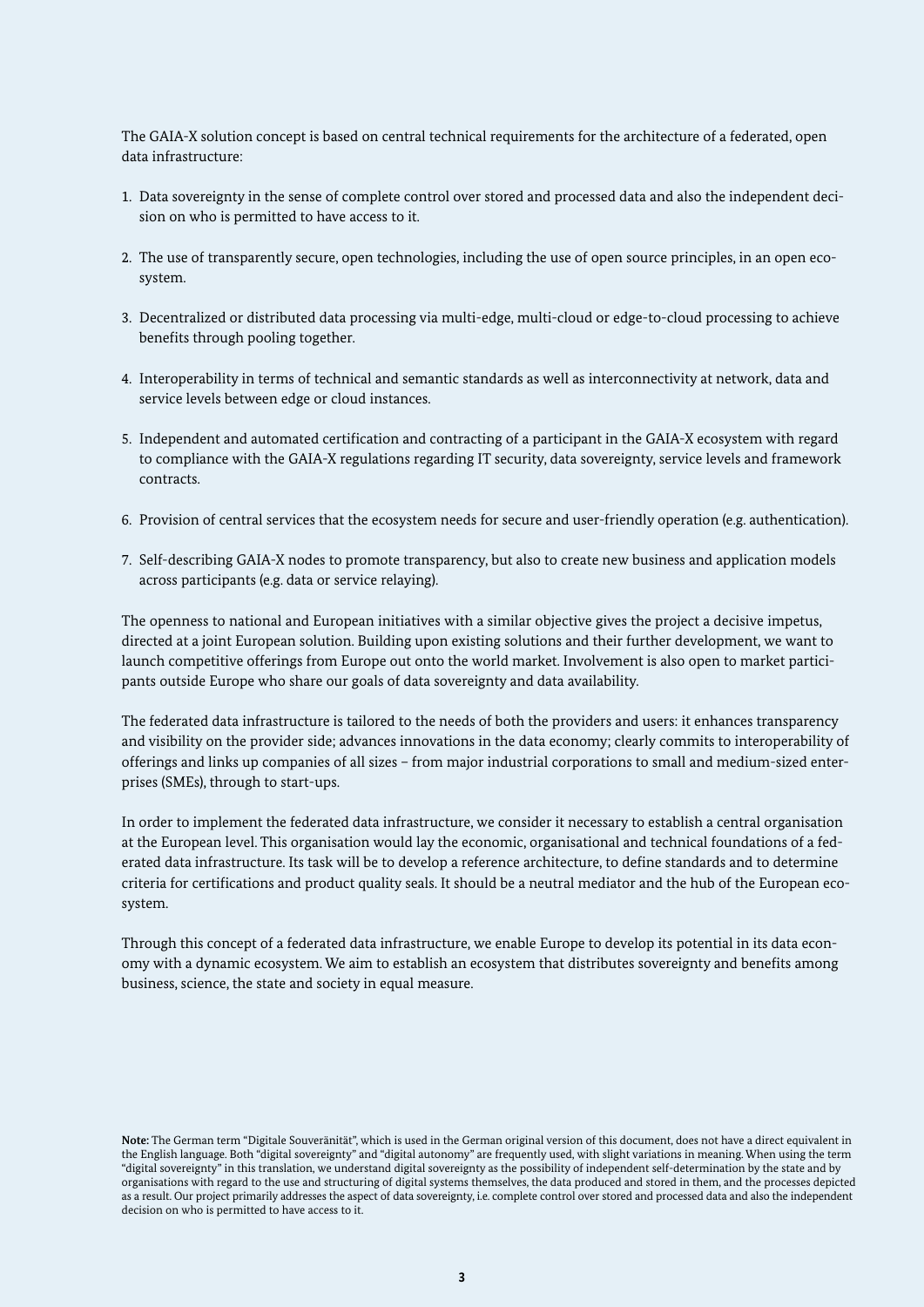The GAIA-X solution concept is based on central technical requirements for the architecture of a federated, open data infrastructure:

1. Data sovereignty in the sense of complete control over stored and processed data and also the independent decision on who is permitted to have access to it.

2. The use of transparently secure, open technologies, including the use of open source principles, in an open ecosystem.

3. Decentralized or distributed data processing via multi-edge, multi-cloud or edge-to-cloud processing to achieve benefits through pooling together.

4. Interoperability in terms of technical and semantic standards as well as interconnectivity at network, data and service levels between edge or cloud instances.

5. Independent and automated certification and contracting of a participant in the GAIA-X ecosystem with regard to compliance with the GAIA-X regulations regarding IT security, data sovereignty, service levels and framework contracts.

6. Provision of central services that the ecosystem needs for secure and user-friendly operation (e.g. authentication).

7. Self-describing GAIA-X nodes to promote transparency, but also to create new business and application models across participants (e.g. data or service relaying).

The openness to national and European initiatives with a similar objective gives the project a decisive impetus, directed at a joint European solution. Building upon existing solutions and their further development, we want to launch competitive offerings from Europe out onto the world market. Involvement is also open to market participants outside Europe who share our goals of data sovereignty and data availability.

The federated data infrastructure is tailored to the needs of both the providers and users: it enhances transparency and visibility on the provider side; advances innovations in the data economy; clearly commits to interoperability of offerings and links up companies of all sizes – from major industrial corporations to small and medium-sized enterprises (SMEs), through to start-ups.

In order to implement the federated data infrastructure, we consider it necessary to establish a central organisation at the European level. This organisation would lay the economic, organisational and technical foundations of a federated data infrastructure. Its task will be to develop a reference architecture, to define standards and to determine criteria for certifications and product quality seals. It should be a neutral mediator and the hub of the European ecosystem.

Through this concept of a federated data infrastructure, we enable Europe to develop its potential in its data economy with a dynamic ecosystem. We aim to establish an ecosystem that distributes sovereignty and benefits among business, science, the state and society in equal measure.

**Note:** The German term "Digitale Souveränität", which is used in the German original version of this document, does not have a direct equivalent in the English language. Both "digital sovereignty" and "digital autonomy" are frequently used, with slight variations in meaning. When using the term "digital sovereignty" in this translation, we understand digital sovereignty as the possibility of independent self-determination by the state and by organisations with regard to the use and structuring of digital systems themselves, the data produced and stored in them, and the processes depicted as a result. Our project primarily addresses the aspect of data sovereignty, i.e. complete control over stored and processed data and also the independent decision on who is permitted to have access to it.